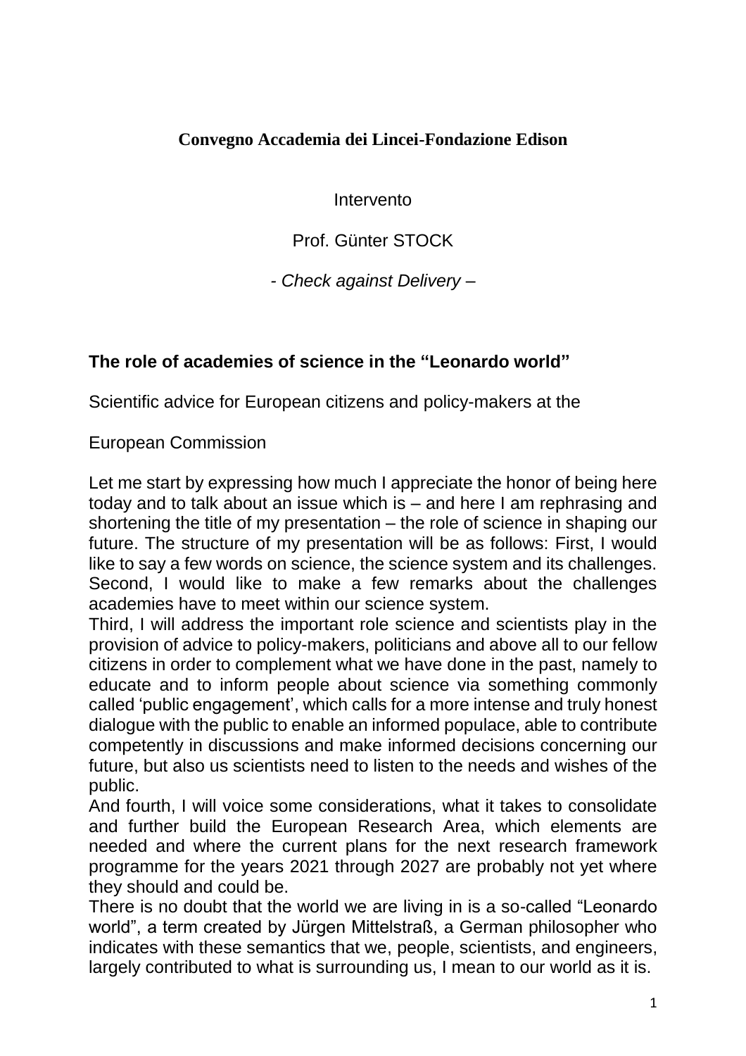**Convegno Accademia dei Lincei-Fondazione Edison**

Intervento

Prof. Günter STOCK

*- Check against Delivery –*

## The role of academies of science in the "Leonardo world"

Scientific advice for European citizens and policy-makers at the

European Commission

Let me start by expressing how much I appreciate the honor of being here today and to talk about an issue which is – and here I am rephrasing and shortening the title of my presentation – the role of science in shaping our future. The structure of my presentation will be as follows: First, I would like to say a few words on science, the science system and its challenges. Second, I would like to make a few remarks about the challenges academies have to meet within our science system.

Third, I will address the important role science and scientists play in the provision of advice to policy-makers, politicians and above all to our fellow citizens in order to complement what we have done in the past, namely to educate and to inform people about science via something commonly called 'public engagement', which calls for a more intense and truly honest dialogue with the public to enable an informed populace, able to contribute competently in discussions and make informed decisions concerning our future, but also us scientists need to listen to the needs and wishes of the public.

And fourth, I will voice some considerations, what it takes to consolidate and further build the European Research Area, which elements are needed and where the current plans for the next research framework programme for the years 2021 through 2027 are probably not yet where they should and could be.

There is no doubt that the world we are living in is a so-called "Leonardo world", a term created by Jürgen Mittelstraß, a German philosopher who indicates with these semantics that we, people, scientists, and engineers, largely contributed to what is surrounding us, I mean to our world as it is.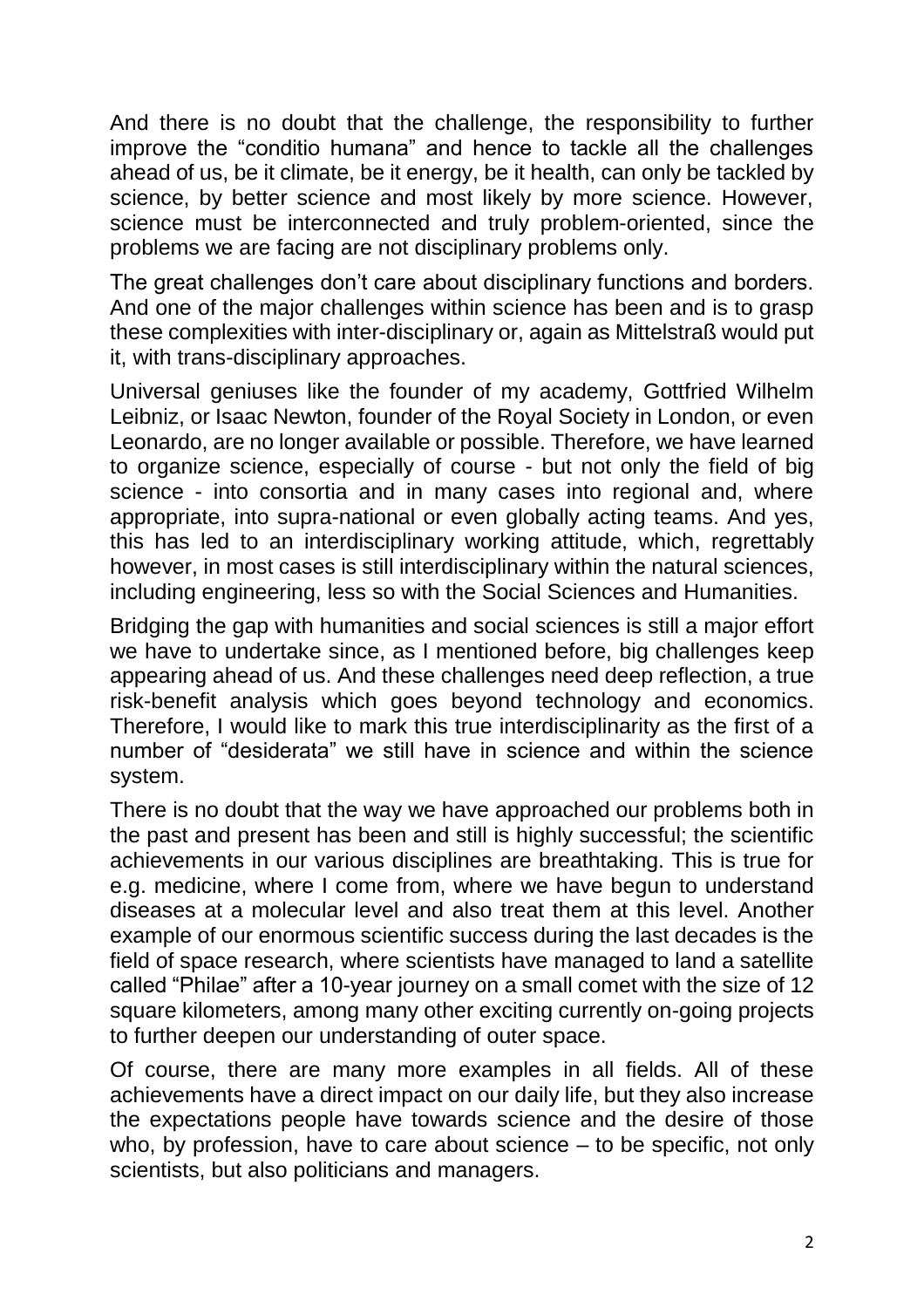And there is no doubt that the challenge, the responsibility to further improve the "conditio humana" and hence to tackle all the challenges ahead of us, be it climate, be it energy, be it health, can only be tackled by science, by better science and most likely by more science. However, science must be interconnected and truly problem-oriented, since the problems we are facing are not disciplinary problems only.

The great challenges don't care about disciplinary functions and borders. And one of the major challenges within science has been and is to grasp these complexities with inter-disciplinary or, again as Mittelstraß would put it, with trans-disciplinary approaches.

Universal geniuses like the founder of my academy, Gottfried Wilhelm Leibniz, or Isaac Newton, founder of the Royal Society in London, or even Leonardo, are no longer available or possible. Therefore, we have learned to organize science, especially of course - but not only the field of big science - into consortia and in many cases into regional and, where appropriate, into supra-national or even globally acting teams. And yes, this has led to an interdisciplinary working attitude, which, regrettably however, in most cases is still interdisciplinary within the natural sciences, including engineering, less so with the Social Sciences and Humanities.

Bridging the gap with humanities and social sciences is still a major effort we have to undertake since, as I mentioned before, big challenges keep appearing ahead of us. And these challenges need deep reflection, a true risk-benefit analysis which goes beyond technology and economics. Therefore, I would like to mark this true interdisciplinarity as the first of a number of "desiderata" we still have in science and within the science system.

There is no doubt that the way we have approached our problems both in the past and present has been and still is highly successful; the scientific achievements in our various disciplines are breathtaking. This is true for e.g. medicine, where I come from, where we have begun to understand diseases at a molecular level and also treat them at this level. Another example of our enormous scientific success during the last decades is the field of space research, where scientists have managed to land a satellite called "Philae" after a 10-year journey on a small comet with the size of 12 square kilometers, among many other exciting currently on-going projects to further deepen our understanding of outer space.

Of course, there are many more examples in all fields. All of these achievements have a direct impact on our daily life, but they also increase the expectations people have towards science and the desire of those who, by profession, have to care about science – to be specific, not only scientists, but also politicians and managers.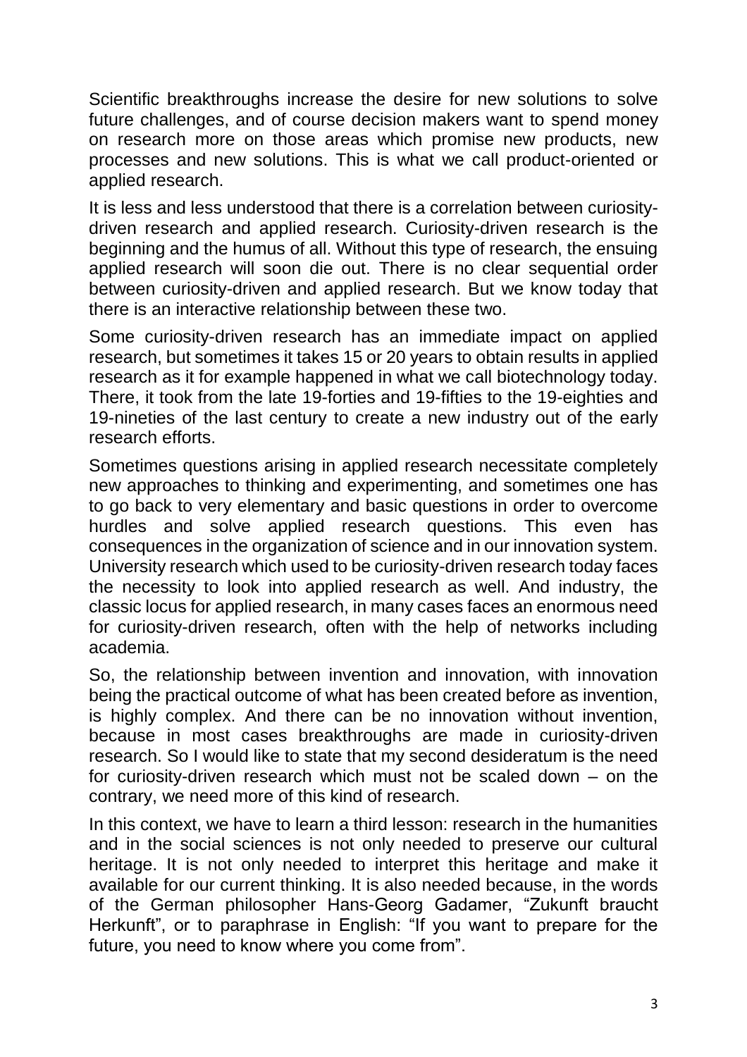Scientific breakthroughs increase the desire for new solutions to solve future challenges, and of course decision makers want to spend money on research more on those areas which promise new products, new processes and new solutions. This is what we call product-oriented or applied research.

It is less and less understood that there is a correlation between curiosity-driven research and applied research. Curiosity-driven research is the beginning and the humus of all. Without this type of research, the ensuing applied research will soon die out. There is no clear sequential order between curiosity-driven and applied research. But we know today that there is an interactive relationship between these two.

Some curiosity-driven research has an immediate impact on applied research, but sometimes it takes 15 or 20 years to obtain results in applied research as it for example happened in what we call biotechnology today. There, it took from the late 19-forties and 19-fifties to the 19-eighties and 19-nineties of the last century to create a new industry out of the early research efforts.

Sometimes questions arising in applied research necessitate completely new approaches to thinking and experimenting, and sometimes one has to go back to very elementary and basic questions in order to overcome hurdles and solve applied research questions. This even has consequences in the organization of science and in our innovation system. University research which used to be curiosity-driven research today faces the necessity to look into applied research as well. And industry, the classic locus for applied research, in many cases faces an enormous need for curiosity-driven research, often with the help of networks including academia.

So, the relationship between invention and innovation, with innovation being the practical outcome of what has been created before as invention, is highly complex. And there can be no innovation without invention, because in most cases breakthroughs are made in curiosity-driven research. So I would like to state that my second desideratum is the need for curiosity-driven research which must not be scaled down – on the contrary, we need more of this kind of research.

In this context, we have to learn a third lesson: research in the humanities and in the social sciences is not only needed to preserve our cultural heritage. It is not only needed to interpret this heritage and make it available for our current thinking. It is also needed because, in the words of the German philosopher Hans-Georg Gadamer, "Zukunft braucht Herkunft", or to paraphrase in English: "If you want to prepare for the future, you need to know where you come from".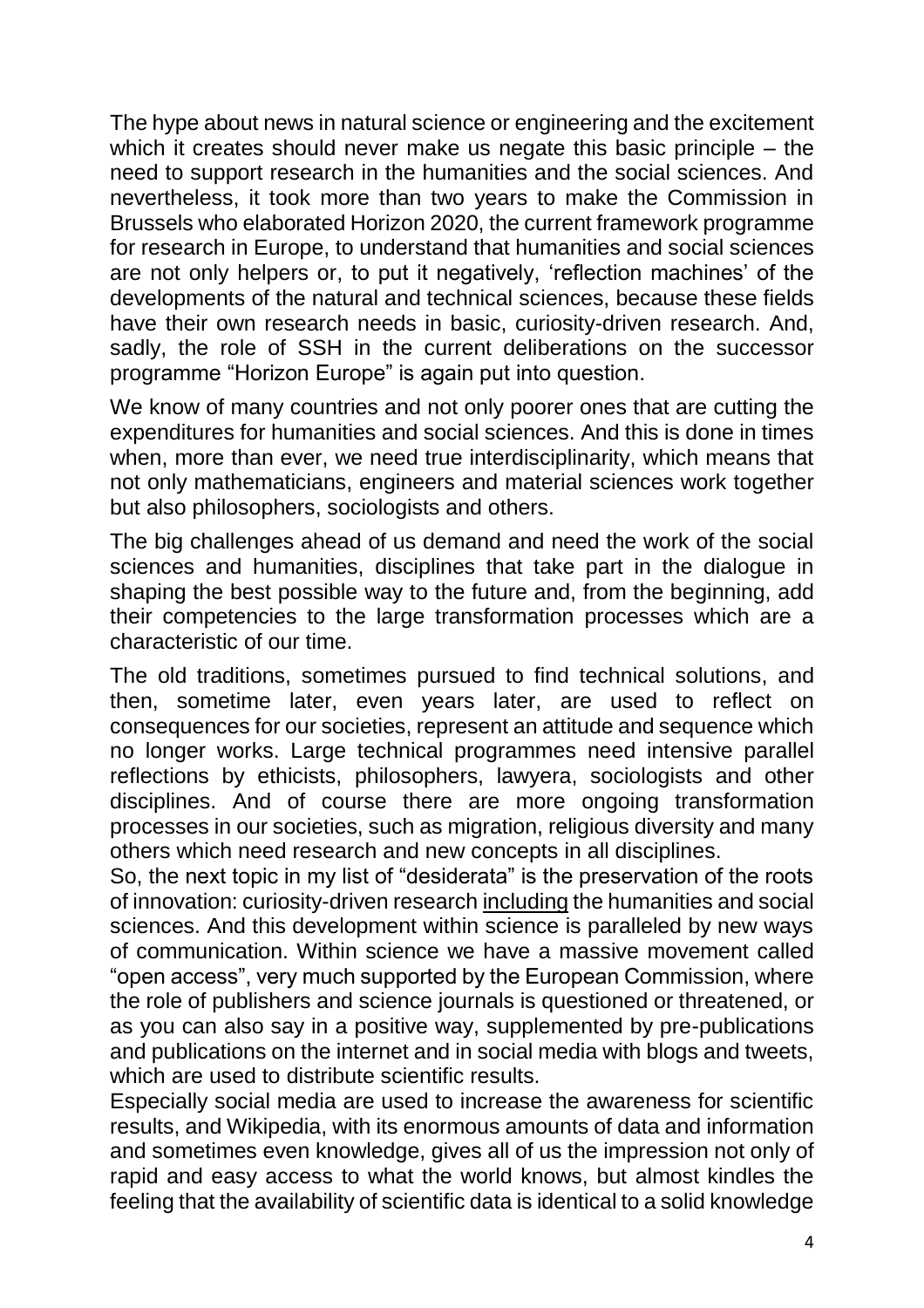The hype about news in natural science or engineering and the excitement which it creates should never make us negate this basic principle – the need to support research in the humanities and the social sciences. And nevertheless, it took more than two years to make the Commission in Brussels who elaborated Horizon 2020, the current framework programme for research in Europe, to understand that humanities and social sciences are not only helpers or, to put it negatively, 'reflection machines' of the developments of the natural and technical sciences, because these fields have their own research needs in basic, curiosity-driven research. And, sadly, the role of SSH in the current deliberations on the successor programme "Horizon Europe" is again put into question.

We know of many countries and not only poorer ones that are cutting the expenditures for humanities and social sciences. And this is done in times when, more than ever, we need true interdisciplinarity, which means that not only mathematicians, engineers and material sciences work together but also philosophers, sociologists and others.

The big challenges ahead of us demand and need the work of the social sciences and humanities, disciplines that take part in the dialogue in shaping the best possible way to the future and, from the beginning, add their competencies to the large transformation processes which are a characteristic of our time.

The old traditions, sometimes pursued to find technical solutions, and then, sometime later, even years later, are used to reflect on consequences for our societies, represent an attitude and sequence which no longer works. Large technical programmes need intensive parallel reflections by ethicists, philosophers, lawyera, sociologists and other disciplines. And of course there are more ongoing transformation processes in our societies, such as migration, religious diversity and many others which need research and new concepts in all disciplines.

So, the next topic in my list of "desiderata" is the preservation of the roots of innovation: curiosity-driven research <u>including</u> the humanities and social sciences. And this development within science is paralleled by new ways of communication. Within science we have a massive movement called "open access", very much supported by the European Commission, where the role of publishers and science journals is questioned or threatened, or as you can also say in a positive way, supplemented by pre-publications and publications on the internet and in social media with blogs and tweets, which are used to distribute scientific results.

Especially social media are used to increase the awareness for scientific results, and Wikipedia, with its enormous amounts of data and information and sometimes even knowledge, gives all of us the impression not only of rapid and easy access to what the world knows, but almost kindles the feeling that the availability of scientific data is identical to a solid knowledge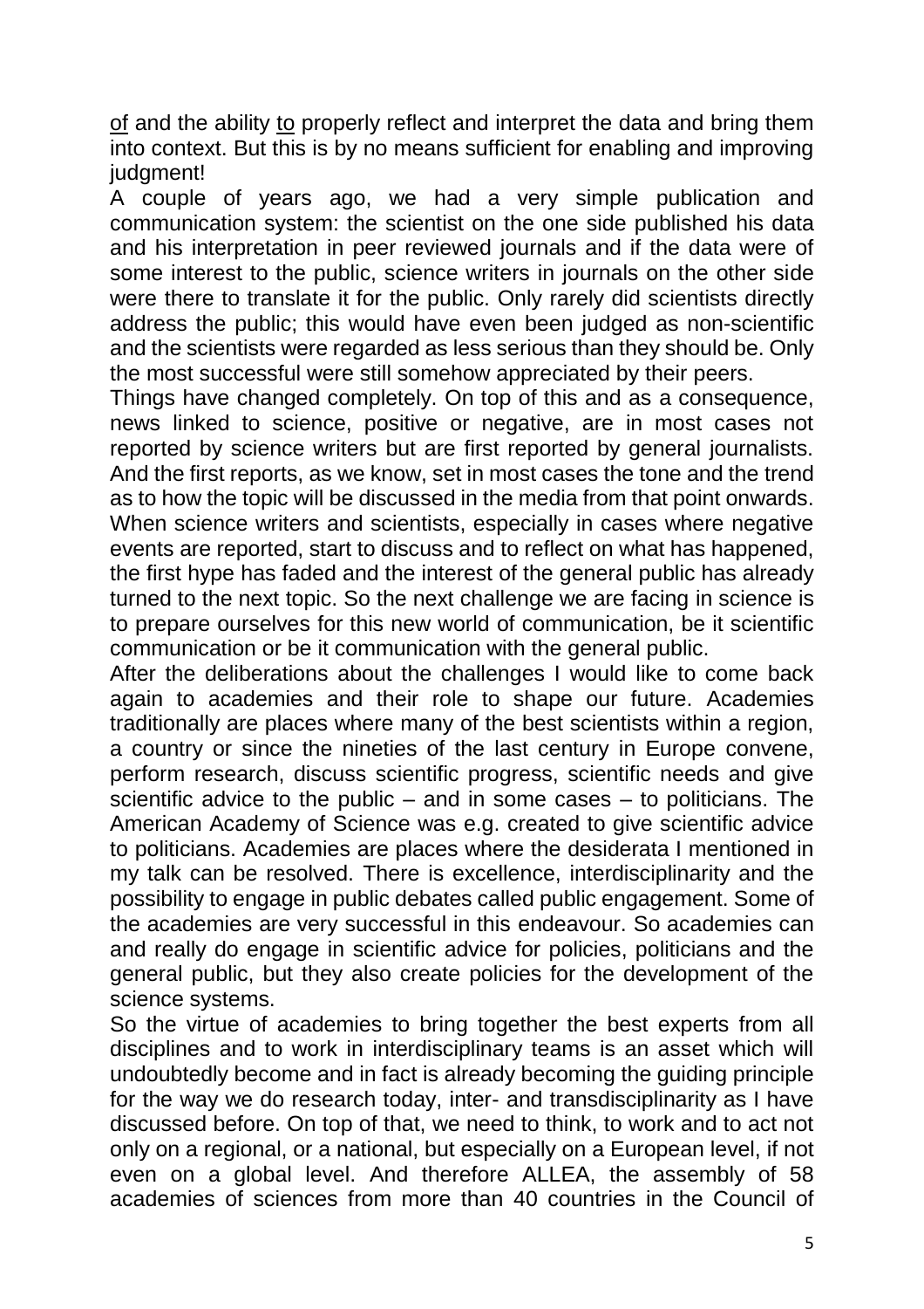of and the ability to properly reflect and interpret the data and bring them into context. But this is by no means sufficient for enabling and improving judgment!

A couple of years ago, we had a very simple publication and communication system: the scientist on the one side published his data and his interpretation in peer reviewed journals and if the data were of some interest to the public, science writers in journals on the other side were there to translate it for the public. Only rarely did scientists directly address the public; this would have even been judged as non-scientific and the scientists were regarded as less serious than they should be. Only the most successful were still somehow appreciated by their peers.

Things have changed completely. On top of this and as a consequence, news linked to science, positive or negative, are in most cases not reported by science writers but are first reported by general journalists. And the first reports, as we know, set in most cases the tone and the trend as to how the topic will be discussed in the media from that point onwards. When science writers and scientists, especially in cases where negative events are reported, start to discuss and to reflect on what has happened, the first hype has faded and the interest of the general public has already turned to the next topic. So the next challenge we are facing in science is to prepare ourselves for this new world of communication, be it scientific communication or be it communication with the general public.

After the deliberations about the challenges I would like to come back again to academies and their role to shape our future. Academies traditionally are places where many of the best scientists within a region, a country or since the nineties of the last century in Europe convene, perform research, discuss scientific progress, scientific needs and give scientific advice to the public – and in some cases – to politicians. The American Academy of Science was e.g. created to give scientific advice to politicians. Academies are places where the desiderata I mentioned in my talk can be resolved. There is excellence, interdisciplinarity and the possibility to engage in public debates called public engagement. Some of the academies are very successful in this endeavour. So academies can and really do engage in scientific advice for policies, politicians and the general public, but they also create policies for the development of the science systems.

So the virtue of academies to bring together the best experts from all disciplines and to work in interdisciplinary teams is an asset which will undoubtedly become and in fact is already becoming the guiding principle for the way we do research today, inter- and transdisciplinarity as I have discussed before. On top of that, we need to think, to work and to act not only on a regional, or a national, but especially on a European level, if not even on a global level. And therefore ALLEA, the assembly of 58 academies of sciences from more than 40 countries in the Council of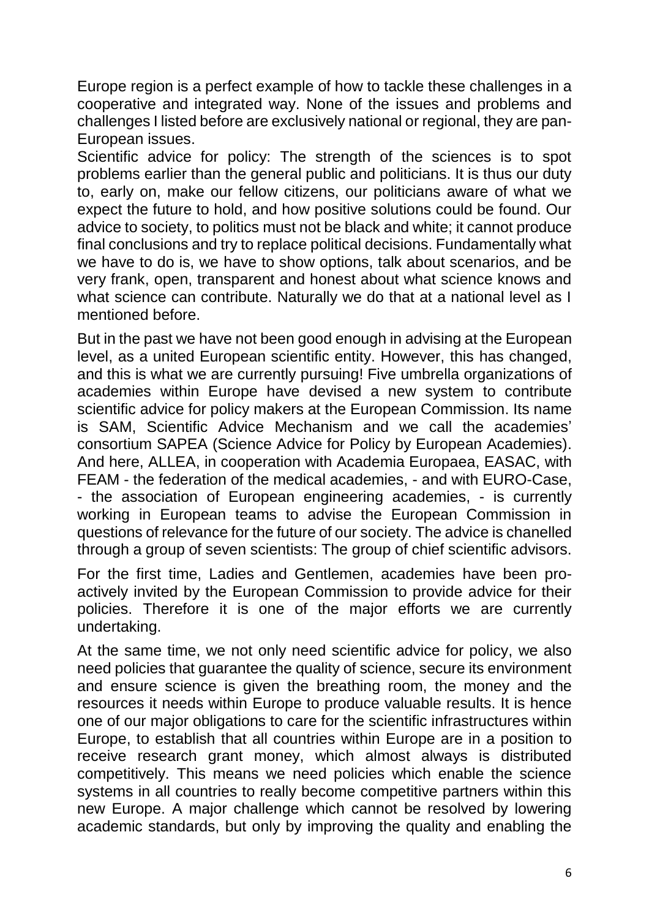Europe region is a perfect example of how to tackle these challenges in a cooperative and integrated way. None of the issues and problems and challenges I listed before are exclusively national or regional, they are pan-European issues.

Scientific advice for policy: The strength of the sciences is to spot problems earlier than the general public and politicians. It is thus our duty to, early on, make our fellow citizens, our politicians aware of what we expect the future to hold, and how positive solutions could be found. Our advice to society, to politics must not be black and white; it cannot produce final conclusions and try to replace political decisions. Fundamentally what we have to do is, we have to show options, talk about scenarios, and be very frank, open, transparent and honest about what science knows and what science can contribute. Naturally we do that at a national level as I mentioned before.

But in the past we have not been good enough in advising at the European level, as a united European scientific entity. However, this has changed, and this is what we are currently pursuing! Five umbrella organizations of academies within Europe have devised a new system to contribute scientific advice for policy makers at the European Commission. Its name is SAM, Scientific Advice Mechanism and we call the academies' consortium SAPEA (Science Advice for Policy by European Academies). And here, ALLEA, in cooperation with Academia Europaea, EASAC, with FEAM - the federation of the medical academies, - and with EURO-Case, - the association of European engineering academies, - is currently working in European teams to advise the European Commission in questions of relevance for the future of our society. The advice is chanelled through a group of seven scientists: The group of chief scientific advisors.

For the first time, Ladies and Gentlemen, academies have been pro-actively invited by the European Commission to provide advice for their policies. Therefore it is one of the major efforts we are currently undertaking.

At the same time, we not only need scientific advice for policy, we also need policies that guarantee the quality of science, secure its environment and ensure science is given the breathing room, the money and the resources it needs within Europe to produce valuable results. It is hence one of our major obligations to care for the scientific infrastructures within Europe, to establish that all countries within Europe are in a position to receive research grant money, which almost always is distributed competitively. This means we need policies which enable the science systems in all countries to really become competitive partners within this new Europe. A major challenge which cannot be resolved by lowering academic standards, but only by improving the quality and enabling the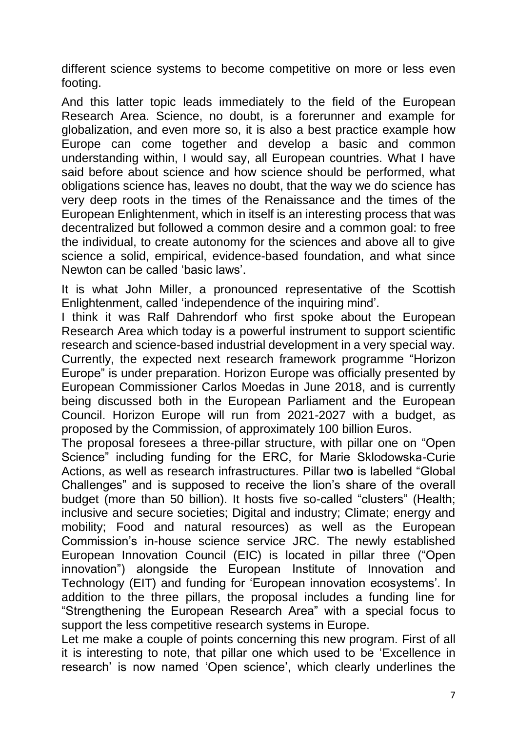different science systems to become competitive on more or less even footing.

And this latter topic leads immediately to the field of the European Research Area. Science, no doubt, is a forerunner and example for globalization, and even more so, it is also a best practice example how Europe can come together and develop a basic and common understanding within, I would say, all European countries. What I have said before about science and how science should be performed, what obligations science has, leaves no doubt, that the way we do science has very deep roots in the times of the Renaissance and the times of the European Enlightenment, which in itself is an interesting process that was decentralized but followed a common desire and a common goal: to free the individual, to create autonomy for the sciences and above all to give science a solid, empirical, evidence-based foundation, and what since Newton can be called 'basic laws'.

It is what John Miller, a pronounced representative of the Scottish Enlightenment, called 'independence of the inquiring mind'.

I think it was Ralf Dahrendorf who first spoke about the European Research Area which today is a powerful instrument to support scientific research and science-based industrial development in a very special way. Currently, the expected next research framework programme "Horizon Europe" is under preparation. Horizon Europe was officially presented by European Commissioner Carlos Moedas in June 2018, and is currently being discussed both in the European Parliament and the European Council. Horizon Europe will run from 2021-2027 with a budget, as proposed by the Commission, of approximately 100 billion Euros.

The proposal foresees a three-pillar structure, with pillar one on "Open Science" including funding for the ERC, for Marie Sklodowska-Curie Actions, as well as research infrastructures. Pillar tw**o** is labelled "Global Challenges" and is supposed to receive the lion's share of the overall budget (more than 50 billion). It hosts five so-called "clusters" (Health; inclusive and secure societies; Digital and industry; Climate; energy and mobility; Food and natural resources) as well as the European Commission's in-house science service JRC. The newly established European Innovation Council (EIC) is located in pillar three ("Open innovation") alongside the European Institute of Innovation and Technology (EIT) and funding for 'European innovation ecosystems'. In addition to the three pillars, the proposal includes a funding line for "Strengthening the European Research Area" with a special focus to support the less competitive research systems in Europe.

Let me make a couple of points concerning this new program. First of all it is interesting to note, that pillar one which used to be 'Excellence in research' is now named 'Open science', which clearly underlines the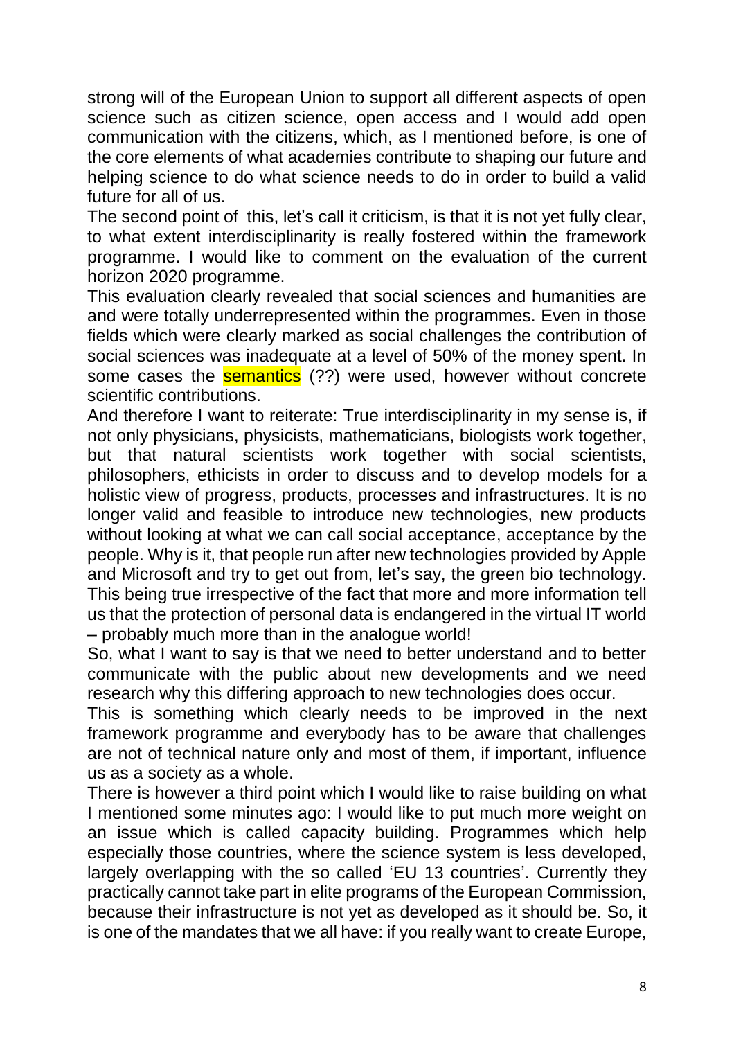strong will of the European Union to support all different aspects of open science such as citizen science, open access and I would add open communication with the citizens, which, as I mentioned before, is one of the core elements of what academies contribute to shaping our future and helping science to do what science needs to do in order to build a valid future for all of us.

The second point of this, let's call it criticism, is that it is not yet fully clear, to what extent interdisciplinarity is really fostered within the framework programme. I would like to comment on the evaluation of the current horizon 2020 programme.

This evaluation clearly revealed that social sciences and humanities are and were totally underrepresented within the programmes. Even in those fields which were clearly marked as social challenges the contribution of social sciences was inadequate at a level of 50% of the money spent. In some cases the semantics (??) were used, however without concrete scientific contributions.

And therefore I want to reiterate: True interdisciplinarity in my sense is, if not only physicians, physicists, mathematicians, biologists work together, but that natural scientists work together with social scientists, philosophers, ethicists in order to discuss and to develop models for a holistic view of progress, products, processes and infrastructures. It is no longer valid and feasible to introduce new technologies, new products without looking at what we can call social acceptance, acceptance by the people. Why is it, that people run after new technologies provided by Apple and Microsoft and try to get out from, let's say, the green bio technology. This being true irrespective of the fact that more and more information tell us that the protection of personal data is endangered in the virtual IT world – probably much more than in the analogue world!

So, what I want to say is that we need to better understand and to better communicate with the public about new developments and we need research why this differing approach to new technologies does occur.

This is something which clearly needs to be improved in the next framework programme and everybody has to be aware that challenges are not of technical nature only and most of them, if important, influence us as a society as a whole.

There is however a third point which I would like to raise building on what I mentioned some minutes ago: I would like to put much more weight on an issue which is called capacity building. Programmes which help especially those countries, where the science system is less developed, largely overlapping with the so called 'EU 13 countries'. Currently they practically cannot take part in elite programs of the European Commission, because their infrastructure is not yet as developed as it should be. So, it is one of the mandates that we all have: if you really want to create Europe,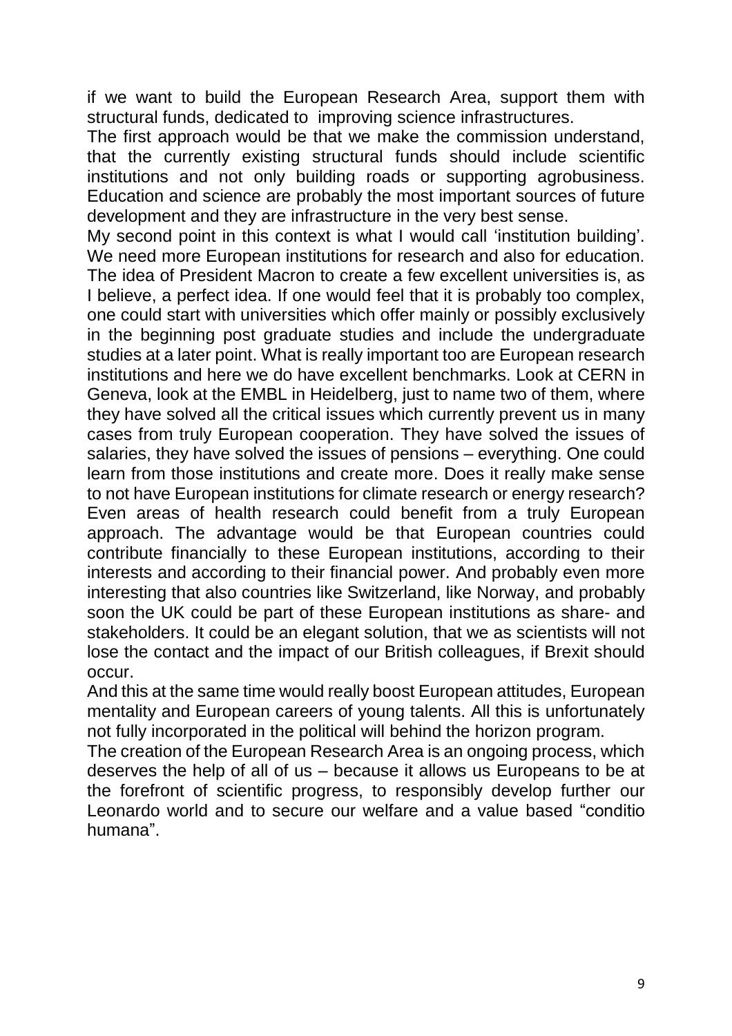if we want to build the European Research Area, support them with structural funds, dedicated to improving science infrastructures.

The first approach would be that we make the commission understand, that the currently existing structural funds should include scientific institutions and not only building roads or supporting agrobusiness. Education and science are probably the most important sources of future development and they are infrastructure in the very best sense.

My second point in this context is what I would call 'institution building'. We need more European institutions for research and also for education. The idea of President Macron to create a few excellent universities is, as I believe, a perfect idea. If one would feel that it is probably too complex, one could start with universities which offer mainly or possibly exclusively in the beginning post graduate studies and include the undergraduate studies at a later point. What is really important too are European research institutions and here we do have excellent benchmarks. Look at CERN in Geneva, look at the EMBL in Heidelberg, just to name two of them, where they have solved all the critical issues which currently prevent us in many cases from truly European cooperation. They have solved the issues of salaries, they have solved the issues of pensions – everything. One could learn from those institutions and create more. Does it really make sense to not have European institutions for climate research or energy research? Even areas of health research could benefit from a truly European approach. The advantage would be that European countries could contribute financially to these European institutions, according to their interests and according to their financial power. And probably even more interesting that also countries like Switzerland, like Norway, and probably soon the UK could be part of these European institutions as share- and stakeholders. It could be an elegant solution, that we as scientists will not lose the contact and the impact of our British colleagues, if Brexit should occur.

And this at the same time would really boost European attitudes, European mentality and European careers of young talents. All this is unfortunately not fully incorporated in the political will behind the horizon program.

The creation of the European Research Area is an ongoing process, which deserves the help of all of us – because it allows us Europeans to be at the forefront of scientific progress, to responsibly develop further our Leonardo world and to secure our welfare and a value based "conditio humana".